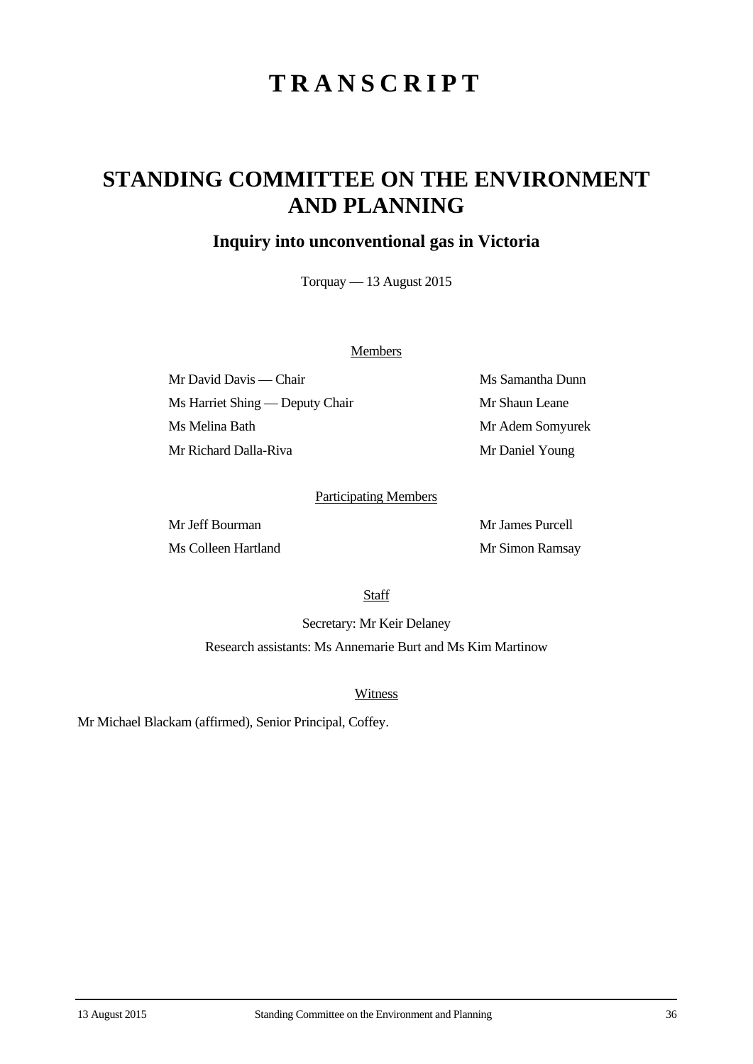# TRANSCRIPT

## STANDING COMMITTEE ON THE ENVIRONMENT AND PLANNING

### Inquiry into unconventional gas in Victoria

Torquay — 13 August 2015

Members

Mr David Davis — Chair

Ms Harriet Shing — Deputy Chair

Ms Melina Bath

Mr Richard Dalla-Riva

Ms Samantha Dunn

Mr Shaun Leane

Mr Adem Somyurek

Mr Daniel Young

Participating Members

Mr Jeff Bourman

Ms Colleen Hartland

Mr James Purcell

Mr Simon Ramsay

Staff

Secretary: Mr Keir Delaney

Research assistants: Ms Annemarie Burt and Ms Kim Martinow

Witness

Mr Michael Blackam (affirmed), Senior Principal, Coffey.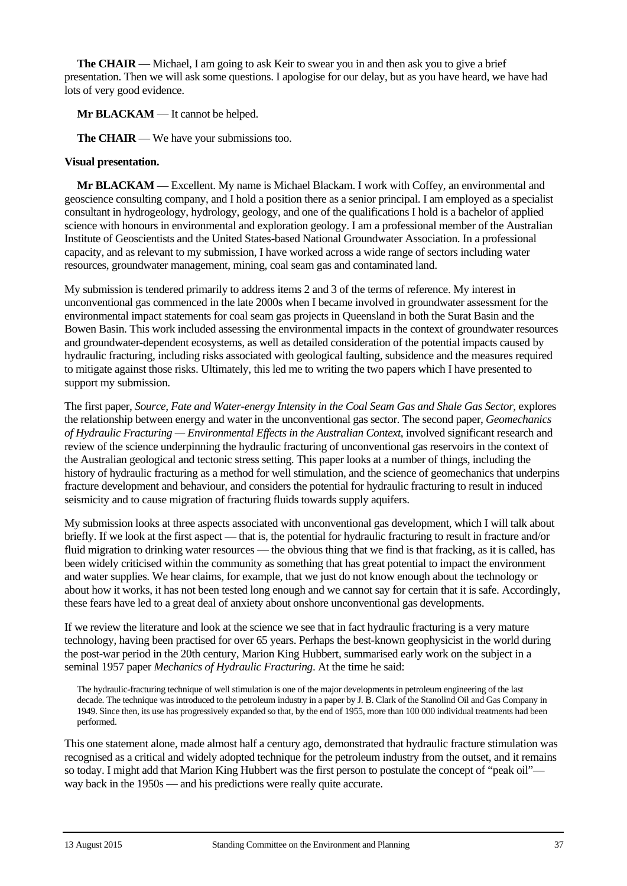**The CHAIR** — Michael, I am going to ask Keir to swear you in and then ask you to give a brief presentation. Then we will ask some questions. I apologise for our delay, but as you have heard, we have had lots of very good evidence.

**Mr BLACKAM** — It cannot be helped.

**The CHAIR** — We have your submissions too.

**Visual presentation.**

**Mr BLACKAM** — Excellent. My name is Michael Blackam. I work with Coffey, an environmental and geoscience consulting company, and I hold a position there as a senior principal. I am employed as a specialist consultant in hydrogeology, hydrology, geology, and one of the qualifications I hold is a bachelor of applied science with honours in environmental and exploration geology. I am a professional member of the Australian Institute of Geoscientists and the United States-based National Groundwater Association. In a professional capacity, and as relevant to my submission, I have worked across a wide range of sectors including water resources, groundwater management, mining, coal seam gas and contaminated land.

My submission is tendered primarily to address items 2 and 3 of the terms of reference. My interest in unconventional gas commenced in the late 2000s when I became involved in groundwater assessment for the environmental impact statements for coal seam gas projects in Queensland in both the Surat Basin and the Bowen Basin. This work included assessing the environmental impacts in the context of groundwater resources and groundwater-dependent ecosystems, as well as detailed consideration of the potential impacts caused by hydraulic fracturing, including risks associated with geological faulting, subsidence and the measures required to mitigate against those risks. Ultimately, this led me to writing the two papers which I have presented to support my submission.

The first paper, *Source, Fate and Water-energy Intensity in the Coal Seam Gas and Shale Gas Sector*, explores the relationship between energy and water in the unconventional gas sector. The second paper, *Geomechanics of Hydraulic Fracturing — Environmental Effects in the Australian Context*, involved significant research and review of the science underpinning the hydraulic fracturing of unconventional gas reservoirs in the context of the Australian geological and tectonic stress setting. This paper looks at a number of things, including the history of hydraulic fracturing as a method for well stimulation, and the science of geomechanics that underpins fracture development and behaviour, and considers the potential for hydraulic fracturing to result in induced seismicity and to cause migration of fracturing fluids towards supply aquifers.

My submission looks at three aspects associated with unconventional gas development, which I will talk about briefly. If we look at the first aspect — that is, the potential for hydraulic fracturing to result in fracture and/or fluid migration to drinking water resources — the obvious thing that we find is that fracking, as it is called, has been widely criticised within the community as something that has great potential to impact the environment and water supplies. We hear claims, for example, that we just do not know enough about the technology or about how it works, it has not been tested long enough and we cannot say for certain that it is safe. Accordingly, these fears have led to a great deal of anxiety about onshore unconventional gas developments.

If we review the literature and look at the science we see that in fact hydraulic fracturing is a very mature technology, having been practised for over 65 years. Perhaps the best-known geophysicist in the world during the post-war period in the 20th century, Marion King Hubbert, summarised early work on the subject in a seminal 1957 paper *Mechanics of Hydraulic Fracturing*. At the time he said:

> The hydraulic-fracturing technique of well stimulation is one of the major developments in petroleum engineering of the last decade. The technique was introduced to the petroleum industry in a paper by J. B. Clark of the Stanolind Oil and Gas Company in 1949. Since then, its use has progressively expanded so that, by the end of 1955, more than 100 000 individual treatments had been performed.

This one statement alone, made almost half a century ago, demonstrated that hydraulic fracture stimulation was recognised as a critical and widely adopted technique for the petroleum industry from the outset, and it remains so today. I might add that Marion King Hubbert was the first person to postulate the concept of "peak oil"— way back in the 1950s — and his predictions were really quite accurate.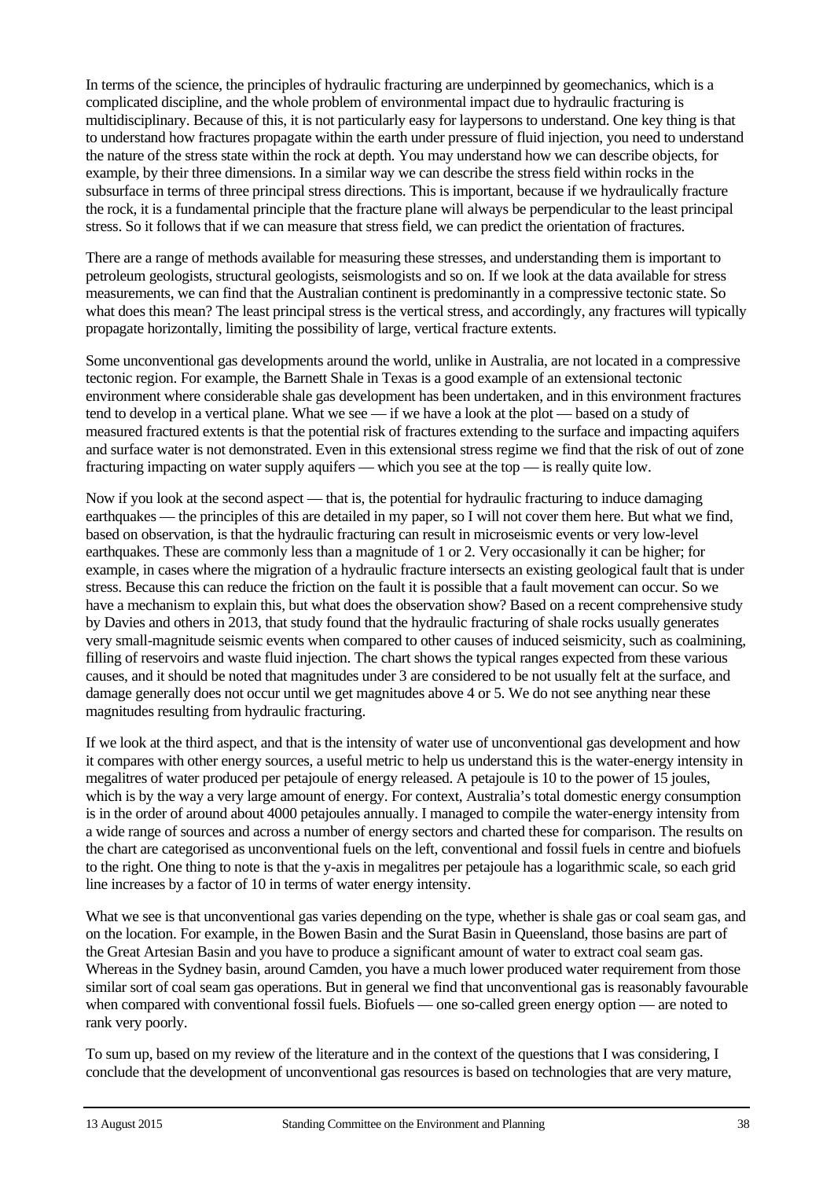In terms of the science, the principles of hydraulic fracturing are underpinned by geomechanics, which is a complicated discipline, and the whole problem of environmental impact due to hydraulic fracturing is multidisciplinary. Because of this, it is not particularly easy for laypersons to understand. One key thing is that to understand how fractures propagate within the earth under pressure of fluid injection, you need to understand the nature of the stress state within the rock at depth. You may understand how we can describe objects, for example, by their three dimensions. In a similar way we can describe the stress field within rocks in the subsurface in terms of three principal stress directions. This is important, because if we hydraulically fracture the rock, it is a fundamental principle that the fracture plane will always be perpendicular to the least principal stress. So it follows that if we can measure that stress field, we can predict the orientation of fractures.

There are a range of methods available for measuring these stresses, and understanding them is important to petroleum geologists, structural geologists, seismologists and so on. If we look at the data available for stress measurements, we can find that the Australian continent is predominantly in a compressive tectonic state. So what does this mean? The least principal stress is the vertical stress, and accordingly, any fractures will typically propagate horizontally, limiting the possibility of large, vertical fracture extents.

Some unconventional gas developments around the world, unlike in Australia, are not located in a compressive tectonic region. For example, the Barnett Shale in Texas is a good example of an extensional tectonic environment where considerable shale gas development has been undertaken, and in this environment fractures tend to develop in a vertical plane. What we see — if we have a look at the plot — based on a study of measured fractured extents is that the potential risk of fractures extending to the surface and impacting aquifers and surface water is not demonstrated. Even in this extensional stress regime we find that the risk of out of zone fracturing impacting on water supply aquifers — which you see at the top — is really quite low.

Now if you look at the second aspect — that is, the potential for hydraulic fracturing to induce damaging earthquakes — the principles of this are detailed in my paper, so I will not cover them here. But what we find, based on observation, is that the hydraulic fracturing can result in microseismic events or very low-level earthquakes. These are commonly less than a magnitude of 1 or 2. Very occasionally it can be higher; for example, in cases where the migration of a hydraulic fracture intersects an existing geological fault that is under stress. Because this can reduce the friction on the fault it is possible that a fault movement can occur. So we have a mechanism to explain this, but what does the observation show? Based on a recent comprehensive study by Davies and others in 2013, that study found that the hydraulic fracturing of shale rocks usually generates very small-magnitude seismic events when compared to other causes of induced seismicity, such as coalmining, filling of reservoirs and waste fluid injection. The chart shows the typical ranges expected from these various causes, and it should be noted that magnitudes under 3 are considered to be not usually felt at the surface, and damage generally does not occur until we get magnitudes above 4 or 5. We do not see anything near these magnitudes resulting from hydraulic fracturing.

If we look at the third aspect, and that is the intensity of water use of unconventional gas development and how it compares with other energy sources, a useful metric to help us understand this is the water-energy intensity in megalitres of water produced per petajoule of energy released. A petajoule is 10 to the power of 15 joules, which is by the way a very large amount of energy. For context, Australia's total domestic energy consumption is in the order of around about 4000 petajoules annually. I managed to compile the water-energy intensity from a wide range of sources and across a number of energy sectors and charted these for comparison. The results on the chart are categorised as unconventional fuels on the left, conventional and fossil fuels in centre and biofuels to the right. One thing to note is that the y-axis in megalitres per petajoule has a logarithmic scale, so each grid line increases by a factor of 10 in terms of water energy intensity.

What we see is that unconventional gas varies depending on the type, whether is shale gas or coal seam gas, and on the location. For example, in the Bowen Basin and the Surat Basin in Queensland, those basins are part of the Great Artesian Basin and you have to produce a significant amount of water to extract coal seam gas. Whereas in the Sydney basin, around Camden, you have a much lower produced water requirement from those similar sort of coal seam gas operations. But in general we find that unconventional gas is reasonably favourable when compared with conventional fossil fuels. Biofuels — one so-called green energy option — are noted to rank very poorly.

To sum up, based on my review of the literature and in the context of the questions that I was considering, I conclude that the development of unconventional gas resources is based on technologies that are very mature,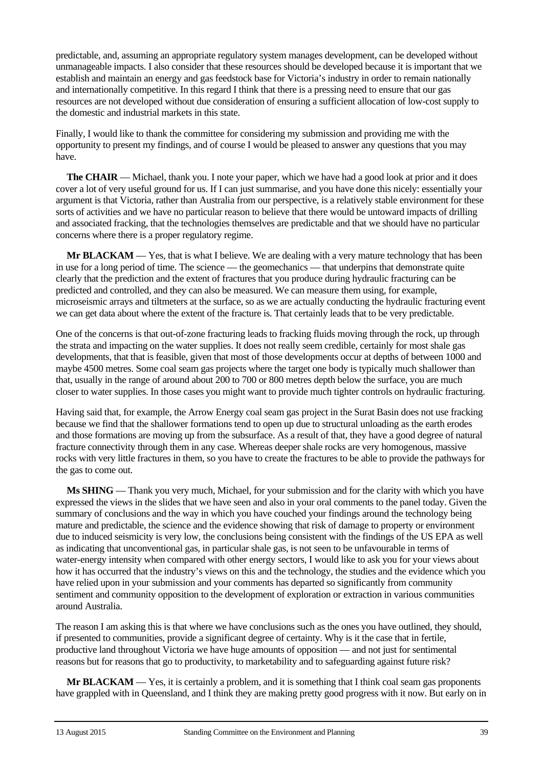predictable, and, assuming an appropriate regulatory system manages development, can be developed without unmanageable impacts. I also consider that these resources should be developed because it is important that we establish and maintain an energy and gas feedstock base for Victoria's industry in order to remain nationally and internationally competitive. In this regard I think that there is a pressing need to ensure that our gas resources are not developed without due consideration of ensuring a sufficient allocation of low-cost supply to the domestic and industrial markets in this state.

Finally, I would like to thank the committee for considering my submission and providing me with the opportunity to present my findings, and of course I would be pleased to answer any questions that you may have.

**The CHAIR** — Michael, thank you. I note your paper, which we have had a good look at prior and it does cover a lot of very useful ground for us. If I can just summarise, and you have done this nicely: essentially your argument is that Victoria, rather than Australia from our perspective, is a relatively stable environment for these sorts of activities and we have no particular reason to believe that there would be untoward impacts of drilling and associated fracking, that the technologies themselves are predictable and that we should have no particular concerns where there is a proper regulatory regime.

**Mr BLACKAM** — Yes, that is what I believe. We are dealing with a very mature technology that has been in use for a long period of time. The science — the geomechanics — that underpins that demonstrate quite clearly that the prediction and the extent of fractures that you produce during hydraulic fracturing can be predicted and controlled, and they can also be measured. We can measure them using, for example, microseismic arrays and tiltmeters at the surface, so as we are actually conducting the hydraulic fracturing event we can get data about where the extent of the fracture is. That certainly leads that to be very predictable.

One of the concerns is that out-of-zone fracturing leads to fracking fluids moving through the rock, up through the strata and impacting on the water supplies. It does not really seem credible, certainly for most shale gas developments, that that is feasible, given that most of those developments occur at depths of between 1000 and maybe 4500 metres. Some coal seam gas projects where the target one body is typically much shallower than that, usually in the range of around about 200 to 700 or 800 metres depth below the surface, you are much closer to water supplies. In those cases you might want to provide much tighter controls on hydraulic fracturing.

Having said that, for example, the Arrow Energy coal seam gas project in the Surat Basin does not use fracking because we find that the shallower formations tend to open up due to structural unloading as the earth erodes and those formations are moving up from the subsurface. As a result of that, they have a good degree of natural fracture connectivity through them in any case. Whereas deeper shale rocks are very homogenous, massive rocks with very little fractures in them, so you have to create the fractures to be able to provide the pathways for the gas to come out.

**Ms SHING** — Thank you very much, Michael, for your submission and for the clarity with which you have expressed the views in the slides that we have seen and also in your oral comments to the panel today. Given the summary of conclusions and the way in which you have couched your findings around the technology being mature and predictable, the science and the evidence showing that risk of damage to property or environment due to induced seismicity is very low, the conclusions being consistent with the findings of the US EPA as well as indicating that unconventional gas, in particular shale gas, is not seen to be unfavourable in terms of water-energy intensity when compared with other energy sectors, I would like to ask you for your views about how it has occurred that the industry's views on this and the technology, the studies and the evidence which you have relied upon in your submission and your comments has departed so significantly from community sentiment and community opposition to the development of exploration or extraction in various communities around Australia.

The reason I am asking this is that where we have conclusions such as the ones you have outlined, they should, if presented to communities, provide a significant degree of certainty. Why is it the case that in fertile, productive land throughout Victoria we have huge amounts of opposition — and not just for sentimental reasons but for reasons that go to productivity, to marketability and to safeguarding against future risk?

**Mr BLACKAM** — Yes, it is certainly a problem, and it is something that I think coal seam gas proponents have grappled with in Queensland, and I think they are making pretty good progress with it now. But early on in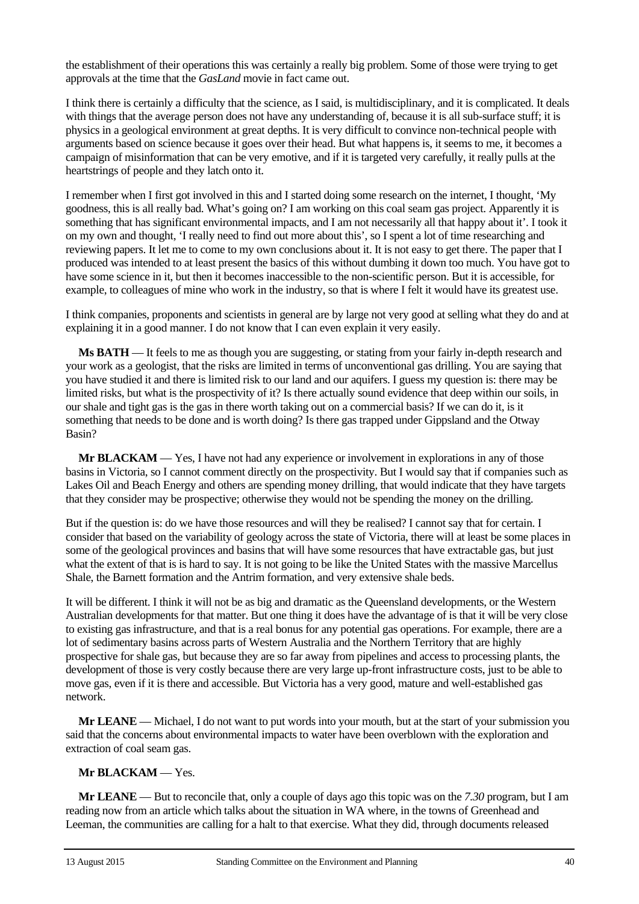the establishment of their operations this was certainly a really big problem. Some of those were trying to get approvals at the time that the *GasLand* movie in fact came out.

I think there is certainly a difficulty that the science, as I said, is multidisciplinary, and it is complicated. It deals with things that the average person does not have any understanding of, because it is all sub-surface stuff; it is physics in a geological environment at great depths. It is very difficult to convince non-technical people with arguments based on science because it goes over their head. But what happens is, it seems to me, it becomes a campaign of misinformation that can be very emotive, and if it is targeted very carefully, it really pulls at the heartstrings of people and they latch onto it.

I remember when I first got involved in this and I started doing some research on the internet, I thought, 'My goodness, this is all really bad. What's going on? I am working on this coal seam gas project. Apparently it is something that has significant environmental impacts, and I am not necessarily all that happy about it'. I took it on my own and thought, 'I really need to find out more about this', so I spent a lot of time researching and reviewing papers. It let me to come to my own conclusions about it. It is not easy to get there. The paper that I produced was intended to at least present the basics of this without dumbing it down too much. You have got to have some science in it, but then it becomes inaccessible to the non-scientific person. But it is accessible, for example, to colleagues of mine who work in the industry, so that is where I felt it would have its greatest use.

I think companies, proponents and scientists in general are by large not very good at selling what they do and at explaining it in a good manner. I do not know that I can even explain it very easily.

**Ms BATH** — It feels to me as though you are suggesting, or stating from your fairly in-depth research and your work as a geologist, that the risks are limited in terms of unconventional gas drilling. You are saying that you have studied it and there is limited risk to our land and our aquifers. I guess my question is: there may be limited risks, but what is the prospectivity of it? Is there actually sound evidence that deep within our soils, in our shale and tight gas is the gas in there worth taking out on a commercial basis? If we can do it, is it something that needs to be done and is worth doing? Is there gas trapped under Gippsland and the Otway Basin?

**Mr BLACKAM** — Yes, I have not had any experience or involvement in explorations in any of those basins in Victoria, so I cannot comment directly on the prospectivity. But I would say that if companies such as Lakes Oil and Beach Energy and others are spending money drilling, that would indicate that they have targets that they consider may be prospective; otherwise they would not be spending the money on the drilling.

But if the question is: do we have those resources and will they be realised? I cannot say that for certain. I consider that based on the variability of geology across the state of Victoria, there will at least be some places in some of the geological provinces and basins that will have some resources that have extractable gas, but just what the extent of that is is hard to say. It is not going to be like the United States with the massive Marcellus Shale, the Barnett formation and the Antrim formation, and very extensive shale beds.

It will be different. I think it will not be as big and dramatic as the Queensland developments, or the Western Australian developments for that matter. But one thing it does have the advantage of is that it will be very close to existing gas infrastructure, and that is a real bonus for any potential gas operations. For example, there are a lot of sedimentary basins across parts of Western Australia and the Northern Territory that are highly prospective for shale gas, but because they are so far away from pipelines and access to processing plants, the development of those is very costly because there are very large up-front infrastructure costs, just to be able to move gas, even if it is there and accessible. But Victoria has a very good, mature and well-established gas network.

**Mr LEANE** — Michael, I do not want to put words into your mouth, but at the start of your submission you said that the concerns about environmental impacts to water have been overblown with the exploration and extraction of coal seam gas.

**Mr BLACKAM** — Yes.

**Mr LEANE** — But to reconcile that, only a couple of days ago this topic was on the *7.30* program, but I am reading now from an article which talks about the situation in WA where, in the towns of Greenhead and Leeman, the communities are calling for a halt to that exercise. What they did, through documents released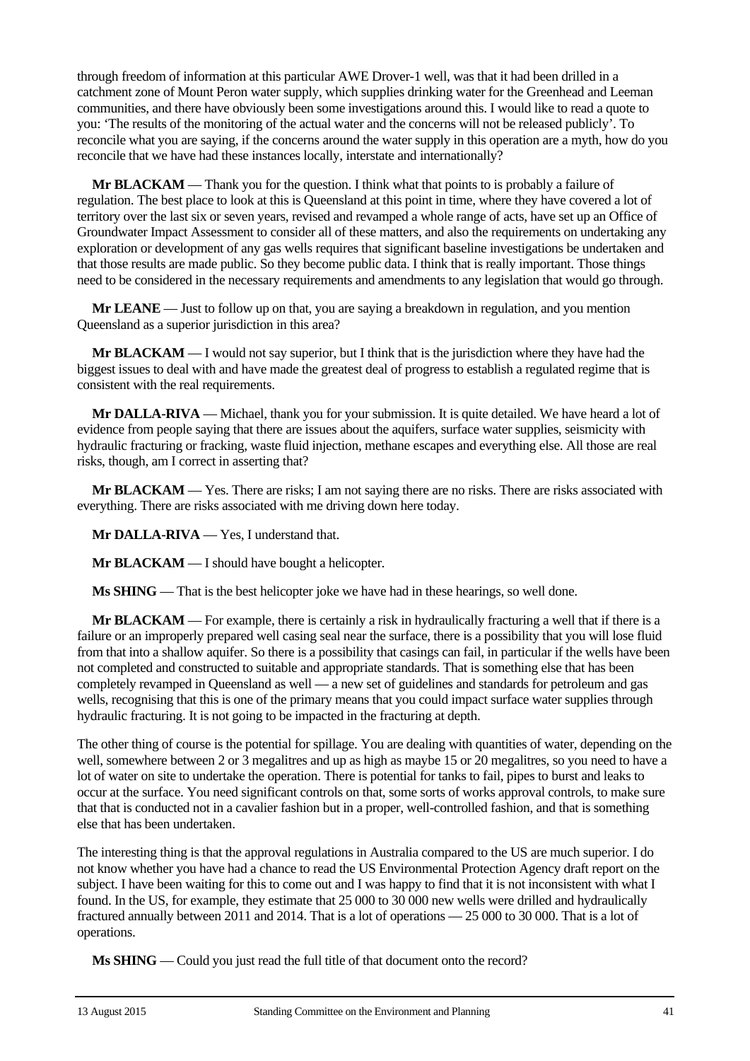through freedom of information at this particular AWE Drover-1 well, was that it had been drilled in a catchment zone of Mount Peron water supply, which supplies drinking water for the Greenhead and Leeman communities, and there have obviously been some investigations around this. I would like to read a quote to you: 'The results of the monitoring of the actual water and the concerns will not be released publicly'. To reconcile what you are saying, if the concerns around the water supply in this operation are a myth, how do you reconcile that we have had these instances locally, interstate and internationally?

**Mr BLACKAM** — Thank you for the question. I think what that points to is probably a failure of regulation. The best place to look at this is Queensland at this point in time, where they have covered a lot of territory over the last six or seven years, revised and revamped a whole range of acts, have set up an Office of Groundwater Impact Assessment to consider all of these matters, and also the requirements on undertaking any exploration or development of any gas wells requires that significant baseline investigations be undertaken and that those results are made public. So they become public data. I think that is really important. Those things need to be considered in the necessary requirements and amendments to any legislation that would go through.

**Mr LEANE** — Just to follow up on that, you are saying a breakdown in regulation, and you mention Queensland as a superior jurisdiction in this area?

**Mr BLACKAM** — I would not say superior, but I think that is the jurisdiction where they have had the biggest issues to deal with and have made the greatest deal of progress to establish a regulated regime that is consistent with the real requirements.

**Mr DALLA-RIVA** — Michael, thank you for your submission. It is quite detailed. We have heard a lot of evidence from people saying that there are issues about the aquifers, surface water supplies, seismicity with hydraulic fracturing or fracking, waste fluid injection, methane escapes and everything else. All those are real risks, though, am I correct in asserting that?

**Mr BLACKAM** — Yes. There are risks; I am not saying there are no risks. There are risks associated with everything. There are risks associated with me driving down here today.

**Mr DALLA-RIVA** — Yes, I understand that.

**Mr BLACKAM** — I should have bought a helicopter.

**Ms SHING** — That is the best helicopter joke we have had in these hearings, so well done.

**Mr BLACKAM** — For example, there is certainly a risk in hydraulically fracturing a well that if there is a failure or an improperly prepared well casing seal near the surface, there is a possibility that you will lose fluid from that into a shallow aquifer. So there is a possibility that casings can fail, in particular if the wells have been not completed and constructed to suitable and appropriate standards. That is something else that has been completely revamped in Queensland as well — a new set of guidelines and standards for petroleum and gas wells, recognising that this is one of the primary means that you could impact surface water supplies through hydraulic fracturing. It is not going to be impacted in the fracturing at depth.

The other thing of course is the potential for spillage. You are dealing with quantities of water, depending on the well, somewhere between 2 or 3 megalitres and up as high as maybe 15 or 20 megalitres, so you need to have a lot of water on site to undertake the operation. There is potential for tanks to fail, pipes to burst and leaks to occur at the surface. You need significant controls on that, some sorts of works approval controls, to make sure that that is conducted not in a cavalier fashion but in a proper, well-controlled fashion, and that is something else that has been undertaken.

The interesting thing is that the approval regulations in Australia compared to the US are much superior. I do not know whether you have had a chance to read the US Environmental Protection Agency draft report on the subject. I have been waiting for this to come out and I was happy to find that it is not inconsistent with what I found. In the US, for example, they estimate that 25 000 to 30 000 new wells were drilled and hydraulically fractured annually between 2011 and 2014. That is a lot of operations — 25 000 to 30 000. That is a lot of operations.

**Ms SHING** — Could you just read the full title of that document onto the record?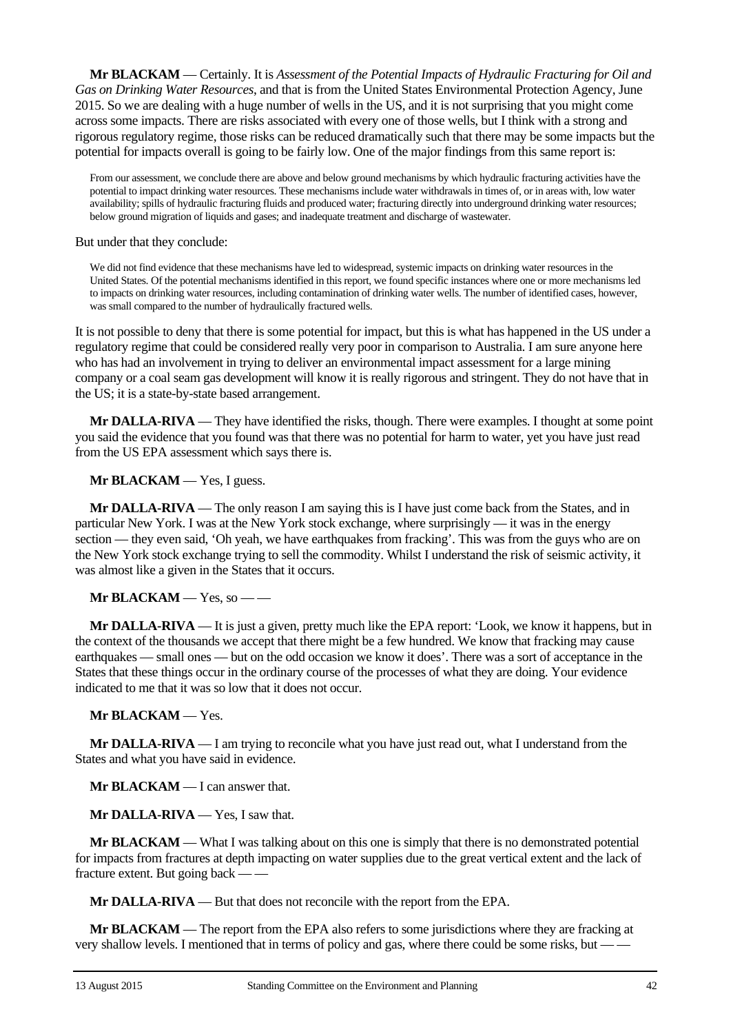**Mr BLACKAM** — Certainly. It is *Assessment of the Potential Impacts of Hydraulic Fracturing for Oil and Gas on Drinking Water Resources*, and that is from the United States Environmental Protection Agency, June 2015. So we are dealing with a huge number of wells in the US, and it is not surprising that you might come across some impacts. There are risks associated with every one of those wells, but I think with a strong and rigorous regulatory regime, those risks can be reduced dramatically such that there may be some impacts but the potential for impacts overall is going to be fairly low. One of the major findings from this same report is:

> From our assessment, we conclude there are above and below ground mechanisms by which hydraulic fracturing activities have the potential to impact drinking water resources. These mechanisms include water withdrawals in times of, or in areas with, low water availability; spills of hydraulic fracturing fluids and produced water; fracturing directly into underground drinking water resources; below ground migration of liquids and gases; and inadequate treatment and discharge of wastewater.

But under that they conclude:

> We did not find evidence that these mechanisms have led to widespread, systemic impacts on drinking water resources in the United States. Of the potential mechanisms identified in this report, we found specific instances where one or more mechanisms led to impacts on drinking water resources, including contamination of drinking water wells. The number of identified cases, however, was small compared to the number of hydraulically fractured wells.

It is not possible to deny that there is some potential for impact, but this is what has happened in the US under a regulatory regime that could be considered really very poor in comparison to Australia. I am sure anyone here who has had an involvement in trying to deliver an environmental impact assessment for a large mining company or a coal seam gas development will know it is really rigorous and stringent. They do not have that in the US; it is a state-by-state based arrangement.

**Mr DALLA-RIVA** — They have identified the risks, though. There were examples. I thought at some point you said the evidence that you found was that there was no potential for harm to water, yet you have just read from the US EPA assessment which says there is.

**Mr BLACKAM** — Yes, I guess.

**Mr DALLA-RIVA** — The only reason I am saying this is I have just come back from the States, and in particular New York. I was at the New York stock exchange, where surprisingly — it was in the energy section — they even said, 'Oh yeah, we have earthquakes from fracking'. This was from the guys who are on the New York stock exchange trying to sell the commodity. Whilst I understand the risk of seismic activity, it was almost like a given in the States that it occurs.

**Mr BLACKAM** — Yes, so — —

**Mr DALLA-RIVA** — It is just a given, pretty much like the EPA report: 'Look, we know it happens, but in the context of the thousands we accept that there might be a few hundred. We know that fracking may cause earthquakes — small ones — but on the odd occasion we know it does'. There was a sort of acceptance in the States that these things occur in the ordinary course of the processes of what they are doing. Your evidence indicated to me that it was so low that it does not occur.

**Mr BLACKAM** — Yes.

**Mr DALLA-RIVA** — I am trying to reconcile what you have just read out, what I understand from the States and what you have said in evidence.

**Mr BLACKAM** — I can answer that.

**Mr DALLA-RIVA** — Yes, I saw that.

**Mr BLACKAM** — What I was talking about on this one is simply that there is no demonstrated potential for impacts from fractures at depth impacting on water supplies due to the great vertical extent and the lack of fracture extent. But going back — —

**Mr DALLA-RIVA** — But that does not reconcile with the report from the EPA.

**Mr BLACKAM** — The report from the EPA also refers to some jurisdictions where they are fracking at very shallow levels. I mentioned that in terms of policy and gas, where there could be some risks, but — —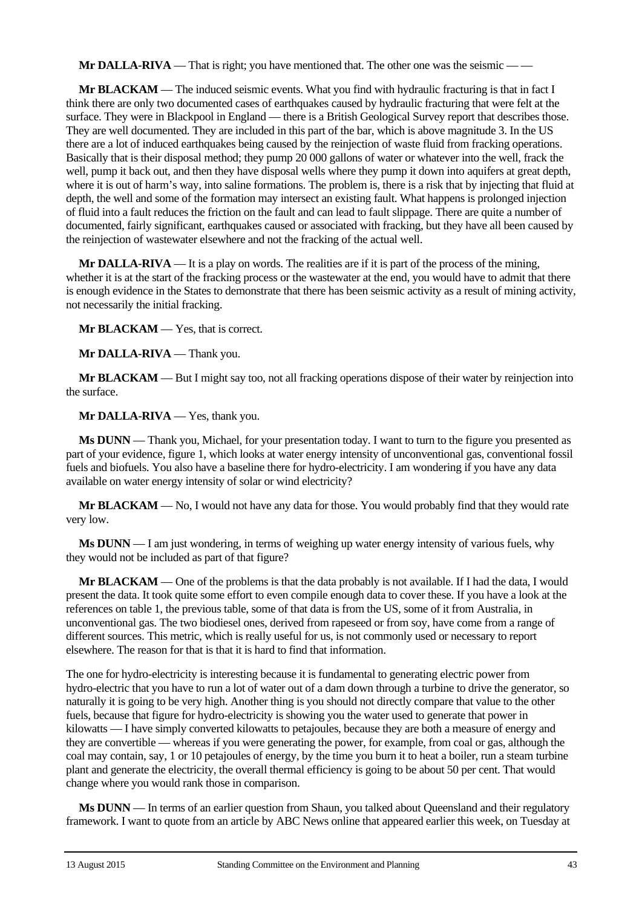**Mr DALLA-RIVA** — That is right; you have mentioned that. The other one was the seismic — —

**Mr BLACKAM** — The induced seismic events. What you find with hydraulic fracturing is that in fact I think there are only two documented cases of earthquakes caused by hydraulic fracturing that were felt at the surface. They were in Blackpool in England — there is a British Geological Survey report that describes those. They are well documented. They are included in this part of the bar, which is above magnitude 3. In the US there are a lot of induced earthquakes being caused by the reinjection of waste fluid from fracking operations. Basically that is their disposal method; they pump 20 000 gallons of water or whatever into the well, frack the well, pump it back out, and then they have disposal wells where they pump it down into aquifers at great depth, where it is out of harm's way, into saline formations. The problem is, there is a risk that by injecting that fluid at depth, the well and some of the formation may intersect an existing fault. What happens is prolonged injection of fluid into a fault reduces the friction on the fault and can lead to fault slippage. There are quite a number of documented, fairly significant, earthquakes caused or associated with fracking, but they have all been caused by the reinjection of wastewater elsewhere and not the fracking of the actual well.

**Mr DALLA-RIVA** — It is a play on words. The realities are if it is part of the process of the mining, whether it is at the start of the fracking process or the wastewater at the end, you would have to admit that there is enough evidence in the States to demonstrate that there has been seismic activity as a result of mining activity, not necessarily the initial fracking.

**Mr BLACKAM** — Yes, that is correct.

**Mr DALLA-RIVA** — Thank you.

**Mr BLACKAM** — But I might say too, not all fracking operations dispose of their water by reinjection into the surface.

**Mr DALLA-RIVA** — Yes, thank you.

**Ms DUNN** — Thank you, Michael, for your presentation today. I want to turn to the figure you presented as part of your evidence, figure 1, which looks at water energy intensity of unconventional gas, conventional fossil fuels and biofuels. You also have a baseline there for hydro-electricity. I am wondering if you have any data available on water energy intensity of solar or wind electricity?

**Mr BLACKAM** — No, I would not have any data for those. You would probably find that they would rate very low.

**Ms DUNN** — I am just wondering, in terms of weighing up water energy intensity of various fuels, why they would not be included as part of that figure?

**Mr BLACKAM** — One of the problems is that the data probably is not available. If I had the data, I would present the data. It took quite some effort to even compile enough data to cover these. If you have a look at the references on table 1, the previous table, some of that data is from the US, some of it from Australia, in unconventional gas. The two biodiesel ones, derived from rapeseed or from soy, have come from a range of different sources. This metric, which is really useful for us, is not commonly used or necessary to report elsewhere. The reason for that is that it is hard to find that information.

The one for hydro-electricity is interesting because it is fundamental to generating electric power from hydro-electric that you have to run a lot of water out of a dam down through a turbine to drive the generator, so naturally it is going to be very high. Another thing is you should not directly compare that value to the other fuels, because that figure for hydro-electricity is showing you the water used to generate that power in kilowatts — I have simply converted kilowatts to petajoules, because they are both a measure of energy and they are convertible — whereas if you were generating the power, for example, from coal or gas, although the coal may contain, say, 1 or 10 petajoules of energy, by the time you burn it to heat a boiler, run a steam turbine plant and generate the electricity, the overall thermal efficiency is going to be about 50 per cent. That would change where you would rank those in comparison.

**Ms DUNN** — In terms of an earlier question from Shaun, you talked about Queensland and their regulatory framework. I want to quote from an article by ABC News online that appeared earlier this week, on Tuesday at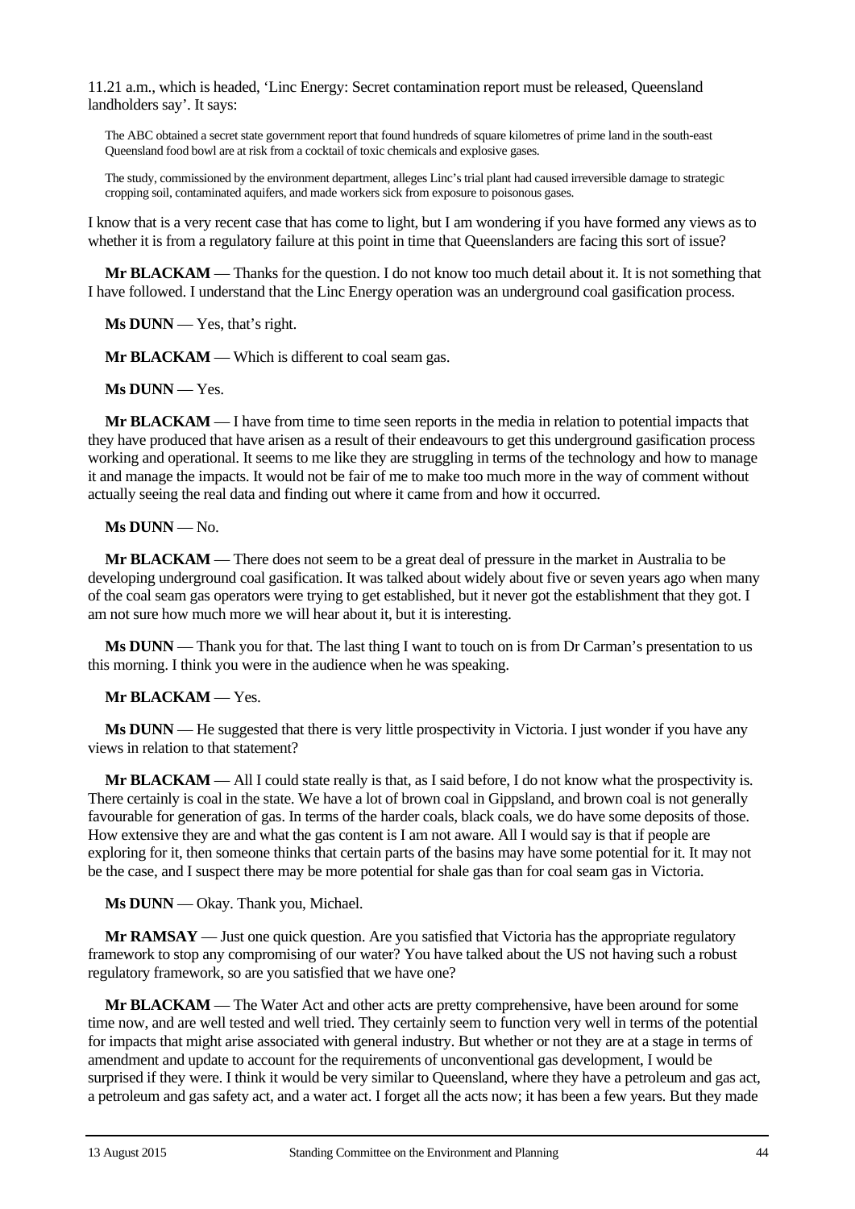11.21 a.m., which is headed, 'Linc Energy: Secret contamination report must be released, Queensland landholders say'. It says:

> The ABC obtained a secret state government report that found hundreds of square kilometres of prime land in the south-east Queensland food bowl are at risk from a cocktail of toxic chemicals and explosive gases.
>
> The study, commissioned by the environment department, alleges Linc's trial plant had caused irreversible damage to strategic cropping soil, contaminated aquifers, and made workers sick from exposure to poisonous gases.

I know that is a very recent case that has come to light, but I am wondering if you have formed any views as to whether it is from a regulatory failure at this point in time that Queenslanders are facing this sort of issue?

**Mr BLACKAM** — Thanks for the question. I do not know too much detail about it. It is not something that I have followed. I understand that the Linc Energy operation was an underground coal gasification process.

**Ms DUNN** — Yes, that's right.

**Mr BLACKAM** — Which is different to coal seam gas.

**Ms DUNN** — Yes.

**Mr BLACKAM** — I have from time to time seen reports in the media in relation to potential impacts that they have produced that have arisen as a result of their endeavours to get this underground gasification process working and operational. It seems to me like they are struggling in terms of the technology and how to manage it and manage the impacts. It would not be fair of me to make too much more in the way of comment without actually seeing the real data and finding out where it came from and how it occurred.

**Ms DUNN** — No.

**Mr BLACKAM** — There does not seem to be a great deal of pressure in the market in Australia to be developing underground coal gasification. It was talked about widely about five or seven years ago when many of the coal seam gas operators were trying to get established, but it never got the establishment that they got. I am not sure how much more we will hear about it, but it is interesting.

**Ms DUNN** — Thank you for that. The last thing I want to touch on is from Dr Carman's presentation to us this morning. I think you were in the audience when he was speaking.

**Mr BLACKAM** — Yes.

**Ms DUNN** — He suggested that there is very little prospectivity in Victoria. I just wonder if you have any views in relation to that statement?

**Mr BLACKAM** — All I could state really is that, as I said before, I do not know what the prospectivity is. There certainly is coal in the state. We have a lot of brown coal in Gippsland, and brown coal is not generally favourable for generation of gas. In terms of the harder coals, black coals, we do have some deposits of those. How extensive they are and what the gas content is I am not aware. All I would say is that if people are exploring for it, then someone thinks that certain parts of the basins may have some potential for it. It may not be the case, and I suspect there may be more potential for shale gas than for coal seam gas in Victoria.

**Ms DUNN** — Okay. Thank you, Michael.

**Mr RAMSAY** — Just one quick question. Are you satisfied that Victoria has the appropriate regulatory framework to stop any compromising of our water? You have talked about the US not having such a robust regulatory framework, so are you satisfied that we have one?

**Mr BLACKAM** — The Water Act and other acts are pretty comprehensive, have been around for some time now, and are well tested and well tried. They certainly seem to function very well in terms of the potential for impacts that might arise associated with general industry. But whether or not they are at a stage in terms of amendment and update to account for the requirements of unconventional gas development, I would be surprised if they were. I think it would be very similar to Queensland, where they have a petroleum and gas act, a petroleum and gas safety act, and a water act. I forget all the acts now; it has been a few years. But they made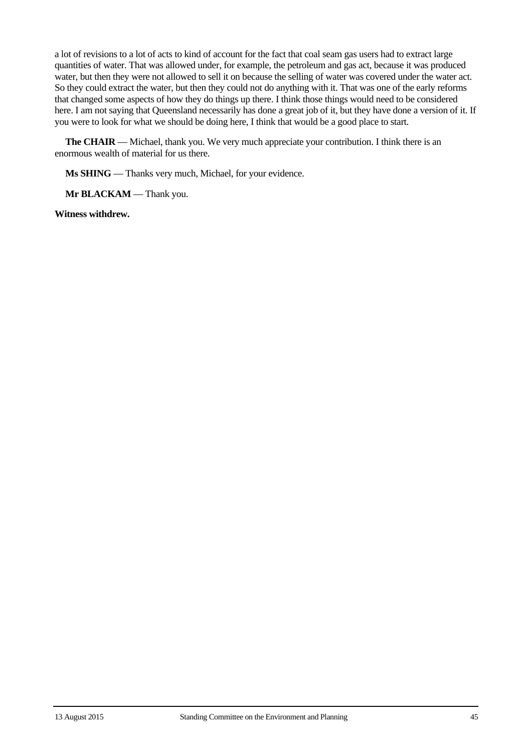a lot of revisions to a lot of acts to kind of account for the fact that coal seam gas users had to extract large quantities of water. That was allowed under, for example, the petroleum and gas act, because it was produced water, but then they were not allowed to sell it on because the selling of water was covered under the water act. So they could extract the water, but then they could not do anything with it. That was one of the early reforms that changed some aspects of how they do things up there. I think those things would need to be considered here. I am not saying that Queensland necessarily has done a great job of it, but they have done a version of it. If you were to look for what we should be doing here, I think that would be a good place to start.

**The CHAIR** — Michael, thank you. We very much appreciate your contribution. I think there is an enormous wealth of material for us there.

**Ms SHING** — Thanks very much, Michael, for your evidence.

**Mr BLACKAM** — Thank you.

**Witness withdrew.**